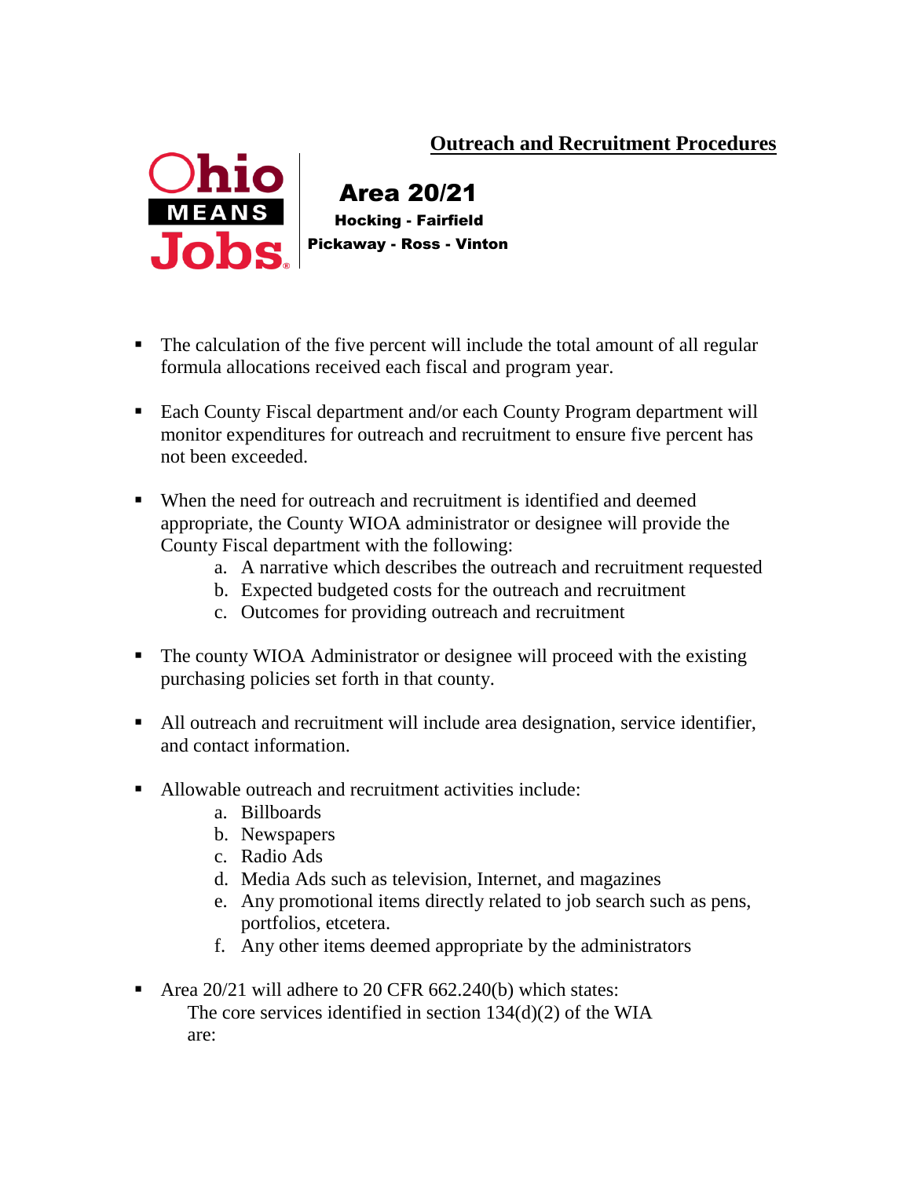# Outreach and Recruitment Procedures

OhioMeansJobs

**Area 20/21**

**Hocking - Fairfield**

**Pickaway - Ross - Vinton**

- The calculation of the five percent will include the total amount of all regular formula allocations received each fiscal and program year.

- Each County Fiscal department and/or each County Program department will monitor expenditures for outreach and recruitment to ensure five percent has not been exceeded.

- When the need for outreach and recruitment is identified and deemed appropriate, the County WIOA administrator or designee will provide the County Fiscal department with the following:
  a. A narrative which describes the outreach and recruitment requested
  b. Expected budgeted costs for the outreach and recruitment
  c. Outcomes for providing outreach and recruitment

- The county WIOA Administrator or designee will proceed with the existing purchasing policies set forth in that county.

- All outreach and recruitment will include area designation, service identifier, and contact information.

- Allowable outreach and recruitment activities include:
  a. Billboards
  b. Newspapers
  c. Radio Ads
  d. Media Ads such as television, Internet, and magazines
  e. Any promotional items directly related to job search such as pens, portfolios, etcetera.
  f. Any other items deemed appropriate by the administrators

- Area 20/21 will adhere to 20 CFR 662.240(b) which states:
  The core services identified in section 134(d)(2) of the WIA are: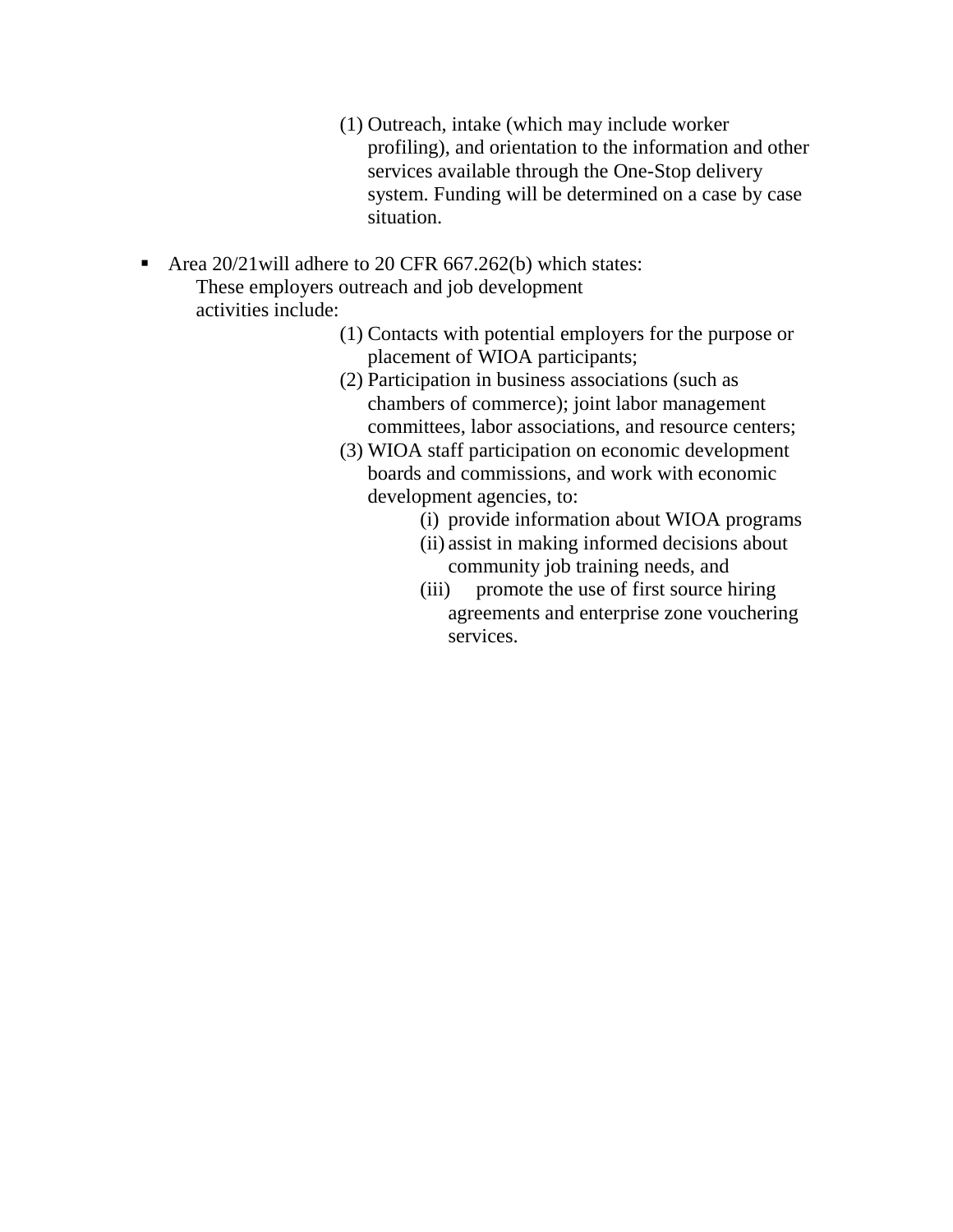(1) Outreach, intake (which may include worker profiling), and orientation to the information and other services available through the One-Stop delivery system. Funding will be determined on a case by case situation.

- Area 20/21will adhere to 20 CFR 667.262(b) which states:

  These employers outreach and job development activities include:

  (1) Contacts with potential employers for the purpose or placement of WIOA participants;
  (2) Participation in business associations (such as chambers of commerce); joint labor management committees, labor associations, and resource centers;
  (3) WIOA staff participation on economic development boards and commissions, and work with economic development agencies, to:
      (i) provide information about WIOA programs
      (ii) assist in making informed decisions about community job training needs, and
      (iii) promote the use of first source hiring agreements and enterprise zone vouchering services.